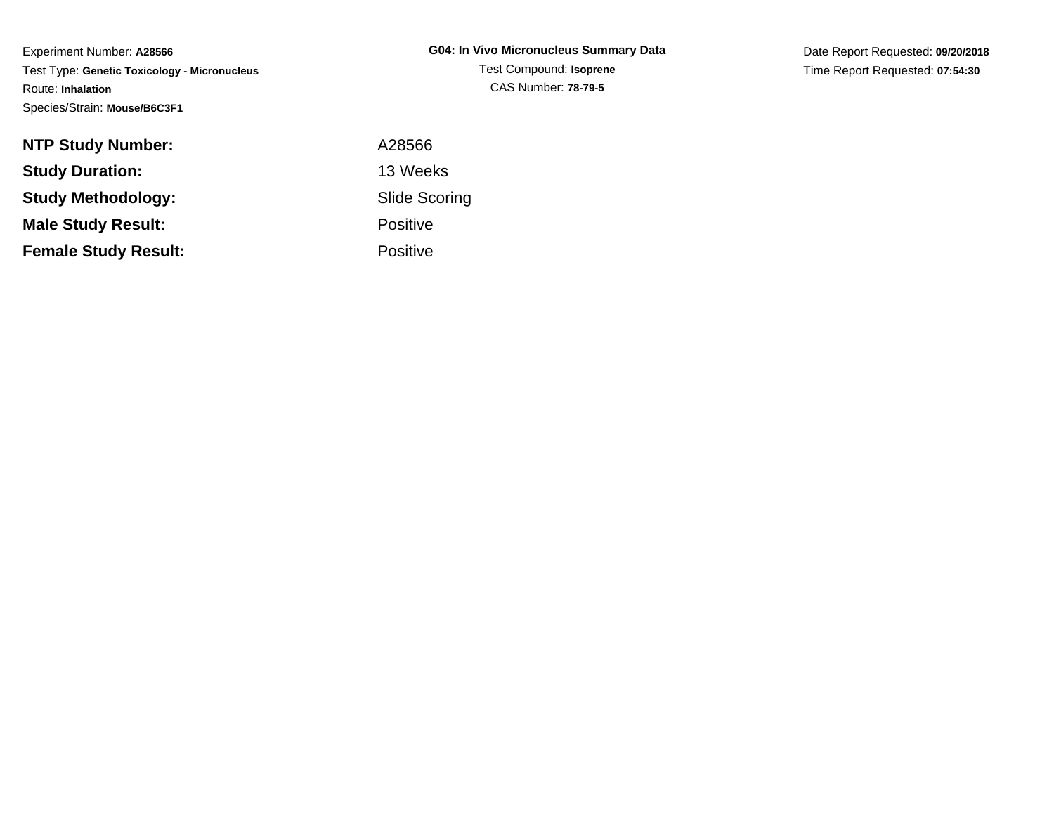Experiment Number: **A28566**
Test Type: **Genetic Toxicology - Micronucleus**
Route: **Inhalation**
Species/Strain: **Mouse/B6C3F1**

**G04: In Vivo Micronucleus Summary Data**
Test Compound: **Isoprene**
CAS Number: **78-79-5**

Date Report Requested: **09/20/2018**
Time Report Requested: **07:54:30**

| | |
|---|---|
| **NTP Study Number:** | A28566 |
| **Study Duration:** | 13 Weeks |
| **Study Methodology:** | Slide Scoring |
| **Male Study Result:** | Positive |
| **Female Study Result:** | Positive |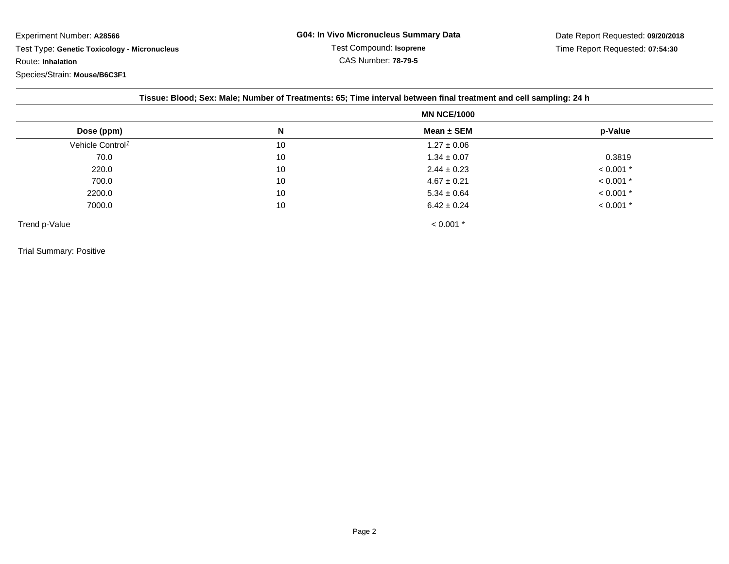Experiment Number: **A28566**

Test Type: **Genetic Toxicology - Micronucleus**

Route: **Inhalation**

Species/Strain: **Mouse/B6C3F1**

**G04: In Vivo Micronucleus Summary Data**

Test Compound: **Isoprene**

CAS Number: **78-79-5**

Date Report Requested: **09/20/2018**

Time Report Requested: **07:54:30**

**Tissue: Blood; Sex: Male; Number of Treatments: 65; Time interval between final treatment and cell sampling: 24 h**

| | | MN NCE/1000 | |
|---|---|---|---|
| **Dose (ppm)** | **N** | **Mean ± SEM** | **p-Value** |
| Vehicle Control[1] | 10 | 1.27 ± 0.06 | |
| 70.0 | 10 | 1.34 ± 0.07 | 0.3819 |
| 220.0 | 10 | 2.44 ± 0.23 | < 0.001 * |
| 700.0 | 10 | 4.67 ± 0.21 | < 0.001 * |
| 2200.0 | 10 | 5.34 ± 0.64 | < 0.001 * |
| 7000.0 | 10 | 6.42 ± 0.24 | < 0.001 * |
| Trend p-Value | | < 0.001 * | |

Trial Summary: Positive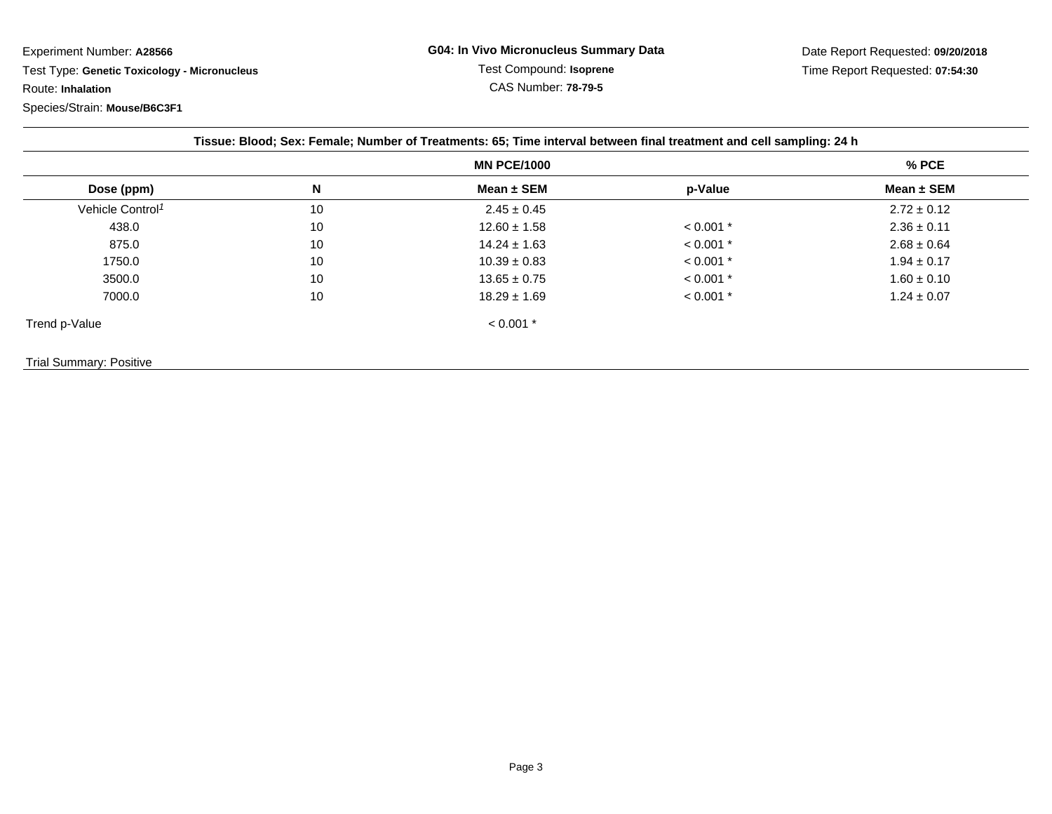Experiment Number: **A28566**
Test Type: **Genetic Toxicology - Micronucleus**
Route: **Inhalation**
Species/Strain: **Mouse/B6C3F1**

**G04: In Vivo Micronucleus Summary Data**
Test Compound: **Isoprene**
CAS Number: **78-79-5**

Date Report Requested: **09/20/2018**
Time Report Requested: **07:54:30**

**Tissue: Blood; Sex: Female; Number of Treatments: 65; Time interval between final treatment and cell sampling: 24 h**

| | | MN PCE/1000 | | % PCE |
|---|---|---|---|---|
| **Dose (ppm)** | **N** | **Mean ± SEM** | **p-Value** | **Mean ± SEM** |
| Vehicle Control[1] | 10 | 2.45 ± 0.45 | | 2.72 ± 0.12 |
| 438.0 | 10 | 12.60 ± 1.58 | < 0.001 * | 2.36 ± 0.11 |
| 875.0 | 10 | 14.24 ± 1.63 | < 0.001 * | 2.68 ± 0.64 |
| 1750.0 | 10 | 10.39 ± 0.83 | < 0.001 * | 1.94 ± 0.17 |
| 3500.0 | 10 | 13.65 ± 0.75 | < 0.001 * | 1.60 ± 0.10 |
| 7000.0 | 10 | 18.29 ± 1.69 | < 0.001 * | 1.24 ± 0.07 |
| Trend p-Value | | < 0.001 * | | |

Trial Summary: Positive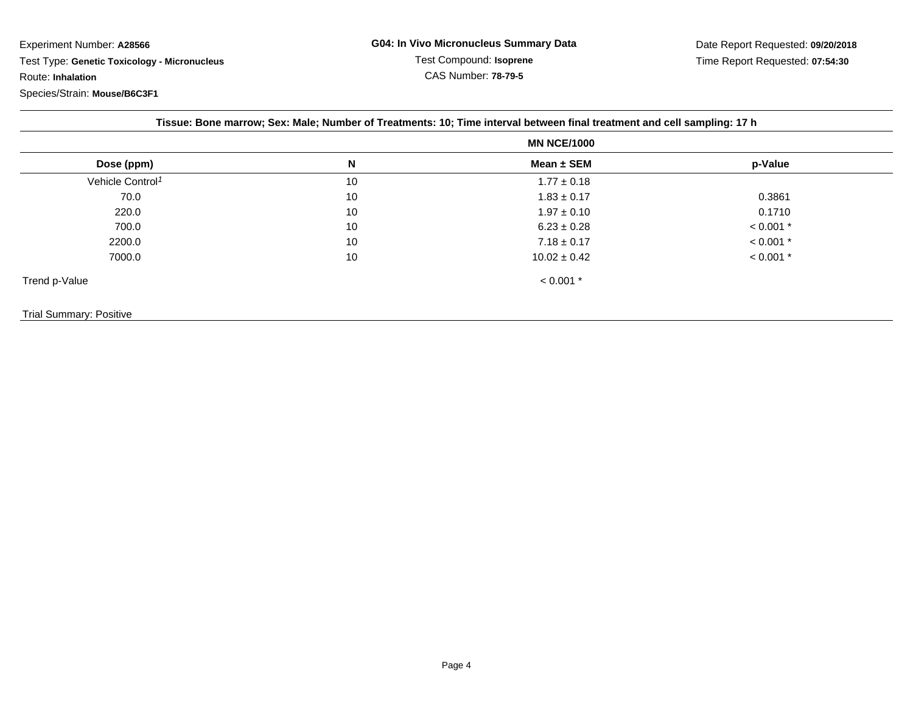Experiment Number: **A28566**

Test Type: **Genetic Toxicology - Micronucleus**

Route: **Inhalation**

Species/Strain: **Mouse/B6C3F1**

**G04: In Vivo Micronucleus Summary Data**

Test Compound: **Isoprene**

CAS Number: **78-79-5**

Date Report Requested: **09/20/2018**

Time Report Requested: **07:54:30**

**Tissue: Bone marrow; Sex: Male; Number of Treatments: 10; Time interval between final treatment and cell sampling: 17 h**

| | | MN NCE/1000 | |
|---|---|---|---|
| **Dose (ppm)** | **N** | **Mean ± SEM** | **p-Value** |
| Vehicle Control[1] | 10 | 1.77 ± 0.18 | |
| 70.0 | 10 | 1.83 ± 0.17 | 0.3861 |
| 220.0 | 10 | 1.97 ± 0.10 | 0.1710 |
| 700.0 | 10 | 6.23 ± 0.28 | < 0.001 * |
| 2200.0 | 10 | 7.18 ± 0.17 | < 0.001 * |
| 7000.0 | 10 | 10.02 ± 0.42 | < 0.001 * |
| Trend p-Value | | < 0.001 * | |

Trial Summary: Positive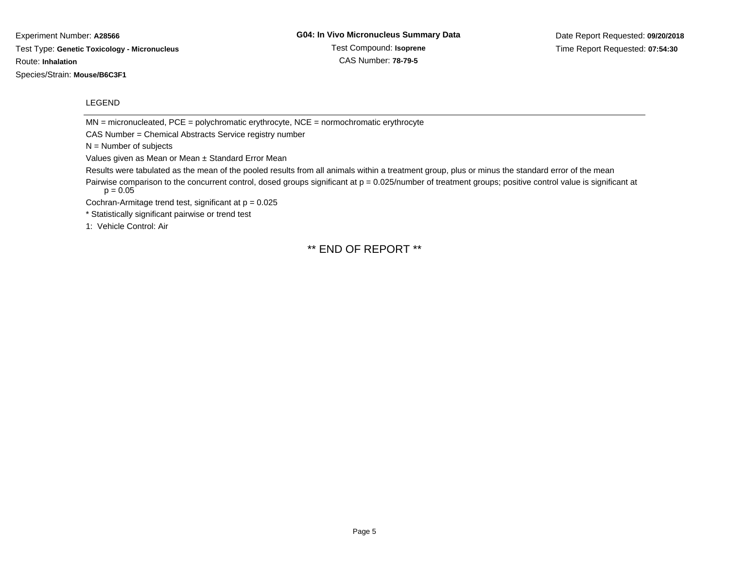Experiment Number: **A28566**

Test Type: **Genetic Toxicology - Micronucleus**

Route: **Inhalation**

Species/Strain: **Mouse/B6C3F1**

**G04: In Vivo Micronucleus Summary Data**

Test Compound: **Isoprene**

CAS Number: **78-79-5**

Date Report Requested: **09/20/2018**

Time Report Requested: **07:54:30**

LEGEND

MN = micronucleated, PCE = polychromatic erythrocyte, NCE = normochromatic erythrocyte

CAS Number = Chemical Abstracts Service registry number

N = Number of subjects

Values given as Mean or Mean ± Standard Error Mean

Results were tabulated as the mean of the pooled results from all animals within a treatment group, plus or minus the standard error of the mean

Pairwise comparison to the concurrent control, dosed groups significant at $p = 0.025$/number of treatment groups; positive control value is significant at $p = 0.05$

Cochran-Armitage trend test, significant at $p = 0.025$

* Statistically significant pairwise or trend test

1: Vehicle Control: Air

** END OF REPORT **